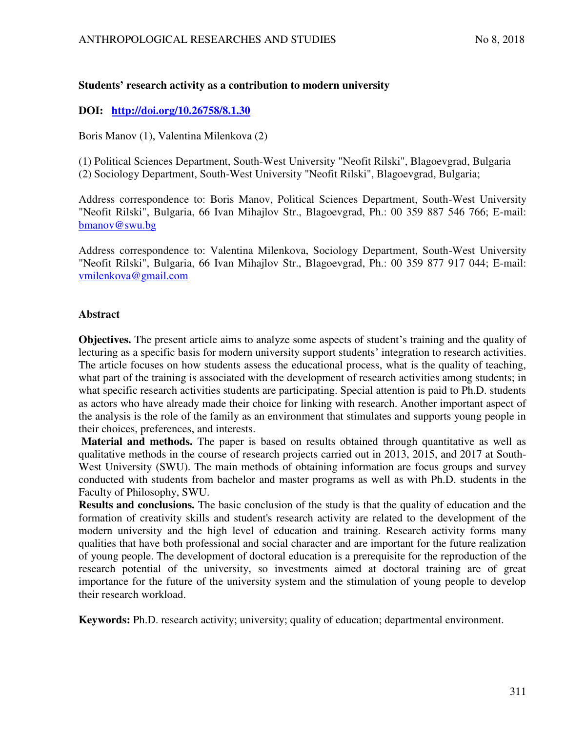**Students' research activity as a contribution to modern university**

**DOI: [http://doi.org/10.26758/8.1.30](http://doi.org/10.26758/8.1.30)**

Boris Manov (1), Valentina Milenkova (2)

(1) Political Sciences Department, South-West University "Neofit Rilski", Blagoevgrad, Bulgaria
(2) Sociology Department, South-West University "Neofit Rilski", Blagoevgrad, Bulgaria;

Address correspondence to: Boris Manov, Political Sciences Department, South-West University "Neofit Rilski", Bulgaria, 66 Ivan Mihajlov Str., Blagoevgrad, Ph.: 00 359 887 546 766; E-mail: bmanov@swu.bg

Address correspondence to: Valentina Milenkova, Sociology Department, South-West University "Neofit Rilski", Bulgaria, 66 Ivan Mihajlov Str., Blagoevgrad, Ph.: 00 359 877 917 044; E-mail: vmilenkova@gmail.com

## Abstract

**Objectives.** The present article aims to analyze some aspects of student's training and the quality of lecturing as a specific basis for modern university support students' integration to research activities. The article focuses on how students assess the educational process, what is the quality of teaching, what part of the training is associated with the development of research activities among students; in what specific research activities students are participating. Special attention is paid to Ph.D. students as actors who have already made their choice for linking with research. Another important aspect of the analysis is the role of the family as an environment that stimulates and supports young people in their choices, preferences, and interests.

**Material and methods.** The paper is based on results obtained through quantitative as well as qualitative methods in the course of research projects carried out in 2013, 2015, and 2017 at South-West University (SWU). The main methods of obtaining information are focus groups and survey conducted with students from bachelor and master programs as well as with Ph.D. students in the Faculty of Philosophy, SWU.

**Results and conclusions.** The basic conclusion of the study is that the quality of education and the formation of creativity skills and student's research activity are related to the development of the modern university and the high level of education and training. Research activity forms many qualities that have both professional and social character and are important for the future realization of young people. The development of doctoral education is a prerequisite for the reproduction of the research potential of the university, so investments aimed at doctoral training are of great importance for the future of the university system and the stimulation of young people to develop their research workload.

**Keywords:** Ph.D. research activity; university; quality of education; departmental environment.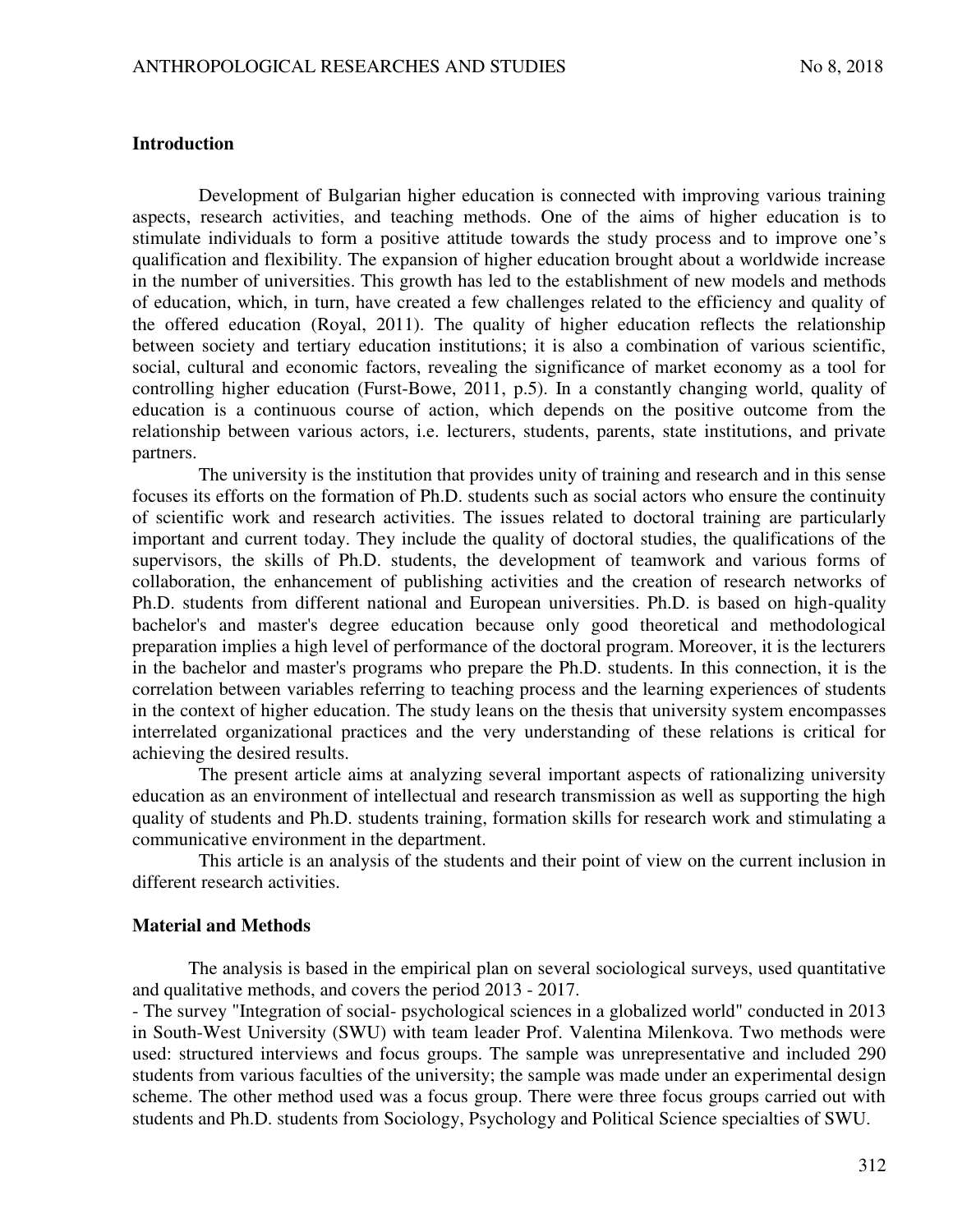## Introduction

Development of Bulgarian higher education is connected with improving various training aspects, research activities, and teaching methods. One of the aims of higher education is to stimulate individuals to form a positive attitude towards the study process and to improve one's qualification and flexibility. The expansion of higher education brought about a worldwide increase in the number of universities. This growth has led to the establishment of new models and methods of education, which, in turn, have created a few challenges related to the efficiency and quality of the offered education (Royal, 2011). The quality of higher education reflects the relationship between society and tertiary education institutions; it is also a combination of various scientific, social, cultural and economic factors, revealing the significance of market economy as a tool for controlling higher education (Furst-Bowe, 2011, p.5). In a constantly changing world, quality of education is a continuous course of action, which depends on the positive outcome from the relationship between various actors, i.e. lecturers, students, parents, state institutions, and private partners.

The university is the institution that provides unity of training and research and in this sense focuses its efforts on the formation of Ph.D. students such as social actors who ensure the continuity of scientific work and research activities. The issues related to doctoral training are particularly important and current today. They include the quality of doctoral studies, the qualifications of the supervisors, the skills of Ph.D. students, the development of teamwork and various forms of collaboration, the enhancement of publishing activities and the creation of research networks of Ph.D. students from different national and European universities. Ph.D. is based on high-quality bachelor's and master's degree education because only good theoretical and methodological preparation implies a high level of performance of the doctoral program. Moreover, it is the lecturers in the bachelor and master's programs who prepare the Ph.D. students. In this connection, it is the correlation between variables referring to teaching process and the learning experiences of students in the context of higher education. The study leans on the thesis that university system encompasses interrelated organizational practices and the very understanding of these relations is critical for achieving the desired results.

The present article aims at analyzing several important aspects of rationalizing university education as an environment of intellectual and research transmission as well as supporting the high quality of students and Ph.D. students training, formation skills for research work and stimulating a communicative environment in the department.

This article is an analysis of the students and their point of view on the current inclusion in different research activities.

## Material and Methods

The analysis is based in the empirical plan on several sociological surveys, used quantitative and qualitative methods, and covers the period 2013 - 2017.

- The survey "Integration of social- psychological sciences in a globalized world" conducted in 2013 in South-West University (SWU) with team leader Prof. Valentina Milenkova. Two methods were used: structured interviews and focus groups. The sample was unrepresentative and included 290 students from various faculties of the university; the sample was made under an experimental design scheme. The other method used was a focus group. There were three focus groups carried out with students and Ph.D. students from Sociology, Psychology and Political Science specialties of SWU.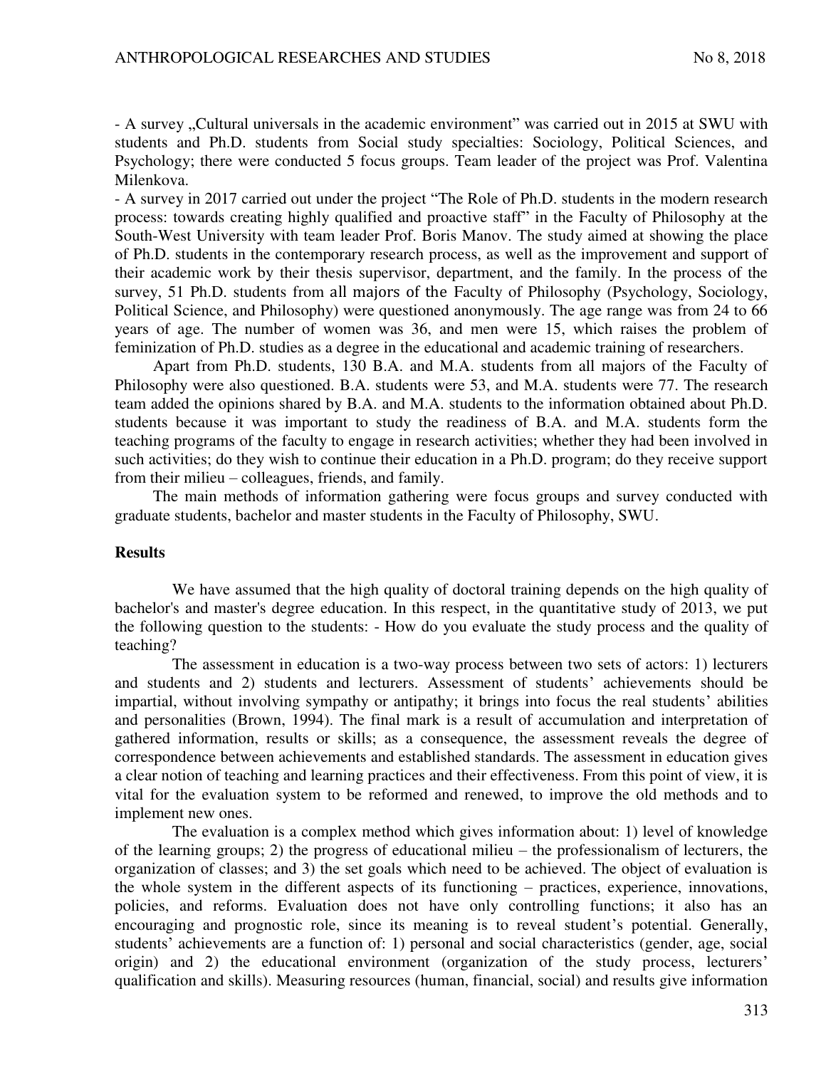- A survey „Cultural universals in the academic environment" was carried out in 2015 at SWU with students and Ph.D. students from Social study specialties: Sociology, Political Sciences, and Psychology; there were conducted 5 focus groups. Team leader of the project was Prof. Valentina Milenkova.

- A survey in 2017 carried out under the project "The Role of Ph.D. students in the modern research process: towards creating highly qualified and proactive staff" in the Faculty of Philosophy at the South-West University with team leader Prof. Boris Manov. The study aimed at showing the place of Ph.D. students in the contemporary research process, as well as the improvement and support of their academic work by their thesis supervisor, department, and the family. In the process of the survey, 51 Ph.D. students from all majors of the Faculty of Philosophy (Psychology, Sociology, Political Science, and Philosophy) were questioned anonymously. The age range was from 24 to 66 years of age. The number of women was 36, and men were 15, which raises the problem of feminization of Ph.D. studies as a degree in the educational and academic training of researchers.

Apart from Ph.D. students, 130 B.A. and M.A. students from all majors of the Faculty of Philosophy were also questioned. B.A. students were 53, and M.A. students were 77. The research team added the opinions shared by B.A. and M.A. students to the information obtained about Ph.D. students because it was important to study the readiness of B.A. and M.A. students form the teaching programs of the faculty to engage in research activities; whether they had been involved in such activities; do they wish to continue their education in a Ph.D. program; do they receive support from their milieu – colleagues, friends, and family.

The main methods of information gathering were focus groups and survey conducted with graduate students, bachelor and master students in the Faculty of Philosophy, SWU.

**Results**

We have assumed that the high quality of doctoral training depends on the high quality of bachelor's and master's degree education. In this respect, in the quantitative study of 2013, we put the following question to the students: - How do you evaluate the study process and the quality of teaching?

The assessment in education is a two-way process between two sets of actors: 1) lecturers and students and 2) students and lecturers. Assessment of students' achievements should be impartial, without involving sympathy or antipathy; it brings into focus the real students' abilities and personalities (Brown, 1994). The final mark is a result of accumulation and interpretation of gathered information, results or skills; as a consequence, the assessment reveals the degree of correspondence between achievements and established standards. The assessment in education gives a clear notion of teaching and learning practices and their effectiveness. From this point of view, it is vital for the evaluation system to be reformed and renewed, to improve the old methods and to implement new ones.

The evaluation is a complex method which gives information about: 1) level of knowledge of the learning groups; 2) the progress of educational milieu – the professionalism of lecturers, the organization of classes; and 3) the set goals which need to be achieved. The object of evaluation is the whole system in the different aspects of its functioning – practices, experience, innovations, policies, and reforms. Evaluation does not have only controlling functions; it also has an encouraging and prognostic role, since its meaning is to reveal student's potential. Generally, students' achievements are a function of: 1) personal and social characteristics (gender, age, social origin) and 2) the educational environment (organization of the study process, lecturers' qualification and skills). Measuring resources (human, financial, social) and results give information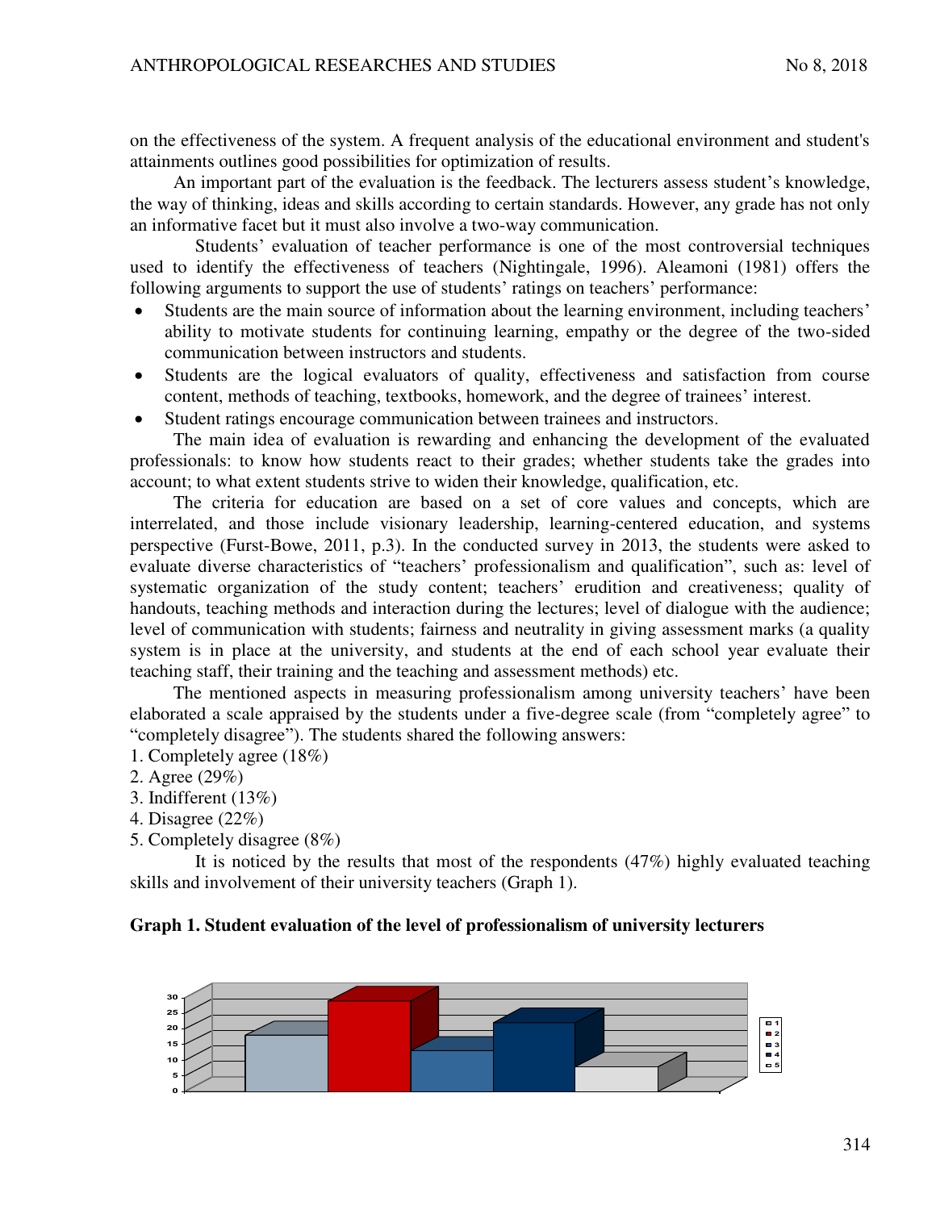on the effectiveness of the system. A frequent analysis of the educational environment and student's attainments outlines good possibilities for optimization of results.

An important part of the evaluation is the feedback. The lecturers assess student's knowledge, the way of thinking, ideas and skills according to certain standards. However, any grade has not only an informative facet but it must also involve a two-way communication.

Students' evaluation of teacher performance is one of the most controversial techniques used to identify the effectiveness of teachers (Nightingale, 1996). Aleamoni (1981) offers the following arguments to support the use of students' ratings on teachers' performance:

- Students are the main source of information about the learning environment, including teachers' ability to motivate students for continuing learning, empathy or the degree of the two-sided communication between instructors and students.
- Students are the logical evaluators of quality, effectiveness and satisfaction from course content, methods of teaching, textbooks, homework, and the degree of trainees' interest.
- Student ratings encourage communication between trainees and instructors.

The main idea of evaluation is rewarding and enhancing the development of the evaluated professionals: to know how students react to their grades; whether students take the grades into account; to what extent students strive to widen their knowledge, qualification, etc.

The criteria for education are based on a set of core values and concepts, which are interrelated, and those include visionary leadership, learning-centered education, and systems perspective (Furst-Bowe, 2011, p.3). In the conducted survey in 2013, the students were asked to evaluate diverse characteristics of "teachers' professionalism and qualification", such as: level of systematic organization of the study content; teachers' erudition and creativeness; quality of handouts, teaching methods and interaction during the lectures; level of dialogue with the audience; level of communication with students; fairness and neutrality in giving assessment marks (a quality system is in place at the university, and students at the end of each school year evaluate their teaching staff, their training and the teaching and assessment methods) etc.

The mentioned aspects in measuring professionalism among university teachers' have been elaborated a scale appraised by the students under a five-degree scale (from "completely agree" to "completely disagree"). The students shared the following answers:

1. Completely agree (18%)
2. Agree (29%)
3. Indifferent (13%)
4. Disagree (22%)
5. Completely disagree (8%)

It is noticed by the results that most of the respondents (47%) highly evaluated teaching skills and involvement of their university teachers (Graph 1).

**Graph 1. Student evaluation of the level of professionalism of university lecturers**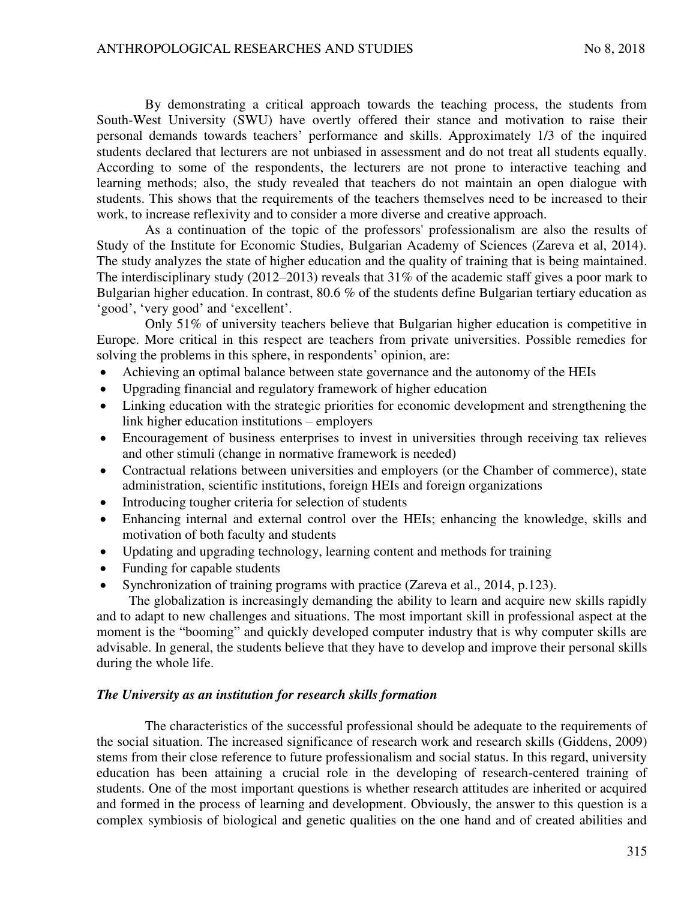By demonstrating a critical approach towards the teaching process, the students from South-West University (SWU) have overtly offered their stance and motivation to raise their personal demands towards teachers' performance and skills. Approximately 1/3 of the inquired students declared that lecturers are not unbiased in assessment and do not treat all students equally. According to some of the respondents, the lecturers are not prone to interactive teaching and learning methods; also, the study revealed that teachers do not maintain an open dialogue with students. This shows that the requirements of the teachers themselves need to be increased to their work, to increase reflexivity and to consider a more diverse and creative approach.

As a continuation of the topic of the professors' professionalism are also the results of Study of the Institute for Economic Studies, Bulgarian Academy of Sciences (Zareva et al, 2014). The study analyzes the state of higher education and the quality of training that is being maintained. The interdisciplinary study (2012–2013) reveals that 31% of the academic staff gives a poor mark to Bulgarian higher education. In contrast, 80.6 % of the students define Bulgarian tertiary education as 'good', 'very good' and 'excellent'.

Only 51% of university teachers believe that Bulgarian higher education is competitive in Europe. More critical in this respect are teachers from private universities. Possible remedies for solving the problems in this sphere, in respondents' opinion, are:

- Achieving an optimal balance between state governance and the autonomy of the HEIs
- Upgrading financial and regulatory framework of higher education
- Linking education with the strategic priorities for economic development and strengthening the link higher education institutions – employers
- Encouragement of business enterprises to invest in universities through receiving tax relieves and other stimuli (change in normative framework is needed)
- Contractual relations between universities and employers (or the Chamber of commerce), state administration, scientific institutions, foreign HEIs and foreign organizations
- Introducing tougher criteria for selection of students
- Enhancing internal and external control over the HEIs; enhancing the knowledge, skills and motivation of both faculty and students
- Updating and upgrading technology, learning content and methods for training
- Funding for capable students
- Synchronization of training programs with practice (Zareva et al., 2014, p.123).

The globalization is increasingly demanding the ability to learn and acquire new skills rapidly and to adapt to new challenges and situations. The most important skill in professional aspect at the moment is the "booming" and quickly developed computer industry that is why computer skills are advisable. In general, the students believe that they have to develop and improve their personal skills during the whole life.

### *The University as an institution for research skills formation*

The characteristics of the successful professional should be adequate to the requirements of the social situation. The increased significance of research work and research skills (Giddens, 2009) stems from their close reference to future professionalism and social status. In this regard, university education has been attaining a crucial role in the developing of research-centered training of students. One of the most important questions is whether research attitudes are inherited or acquired and formed in the process of learning and development. Obviously, the answer to this question is a complex symbiosis of biological and genetic qualities on the one hand and of created abilities and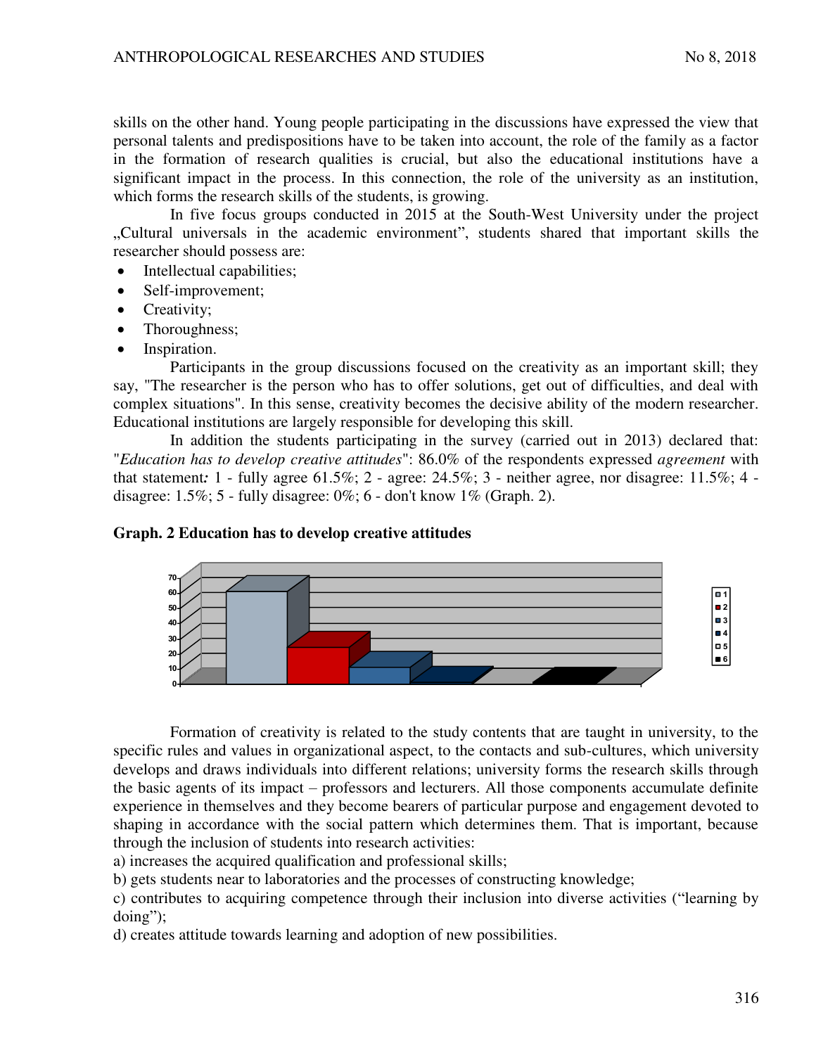skills on the other hand. Young people participating in the discussions have expressed the view that personal talents and predispositions have to be taken into account, the role of the family as a factor in the formation of research qualities is crucial, but also the educational institutions have a significant impact in the process. In this connection, the role of the university as an institution, which forms the research skills of the students, is growing.

In five focus groups conducted in 2015 at the South-West University under the project „Cultural universals in the academic environment", students shared that important skills the researcher should possess are:

- Intellectual capabilities;
- Self-improvement;
- Creativity;
- Thoroughness;
- Inspiration.

Participants in the group discussions focused on the creativity as an important skill; they say, "The researcher is the person who has to offer solutions, get out of difficulties, and deal with complex situations". In this sense, creativity becomes the decisive ability of the modern researcher. Educational institutions are largely responsible for developing this skill.

In addition the students participating in the survey (carried out in 2013) declared that: "*Education has to develop creative attitudes*": 86.0% of the respondents expressed *agreement* with that statement*:* 1 - fully agree 61.5%; 2 - agree: 24.5%; 3 - neither agree, nor disagree: 11.5%; 4 - disagree: 1.5%; 5 - fully disagree: 0%; 6 - don't know 1% (Graph. 2).

**Graph. 2 Education has to develop creative attitudes**

Formation of creativity is related to the study contents that are taught in university, to the specific rules and values in organizational aspect, to the contacts and sub-cultures, which university develops and draws individuals into different relations; university forms the research skills through the basic agents of its impact – professors and lecturers. All those components accumulate definite experience in themselves and they become bearers of particular purpose and engagement devoted to shaping in accordance with the social pattern which determines them. That is important, because through the inclusion of students into research activities:

a) increases the acquired qualification and professional skills;

b) gets students near to laboratories and the processes of constructing knowledge;

c) contributes to acquiring competence through their inclusion into diverse activities ("learning by doing");

d) creates attitude towards learning and adoption of new possibilities.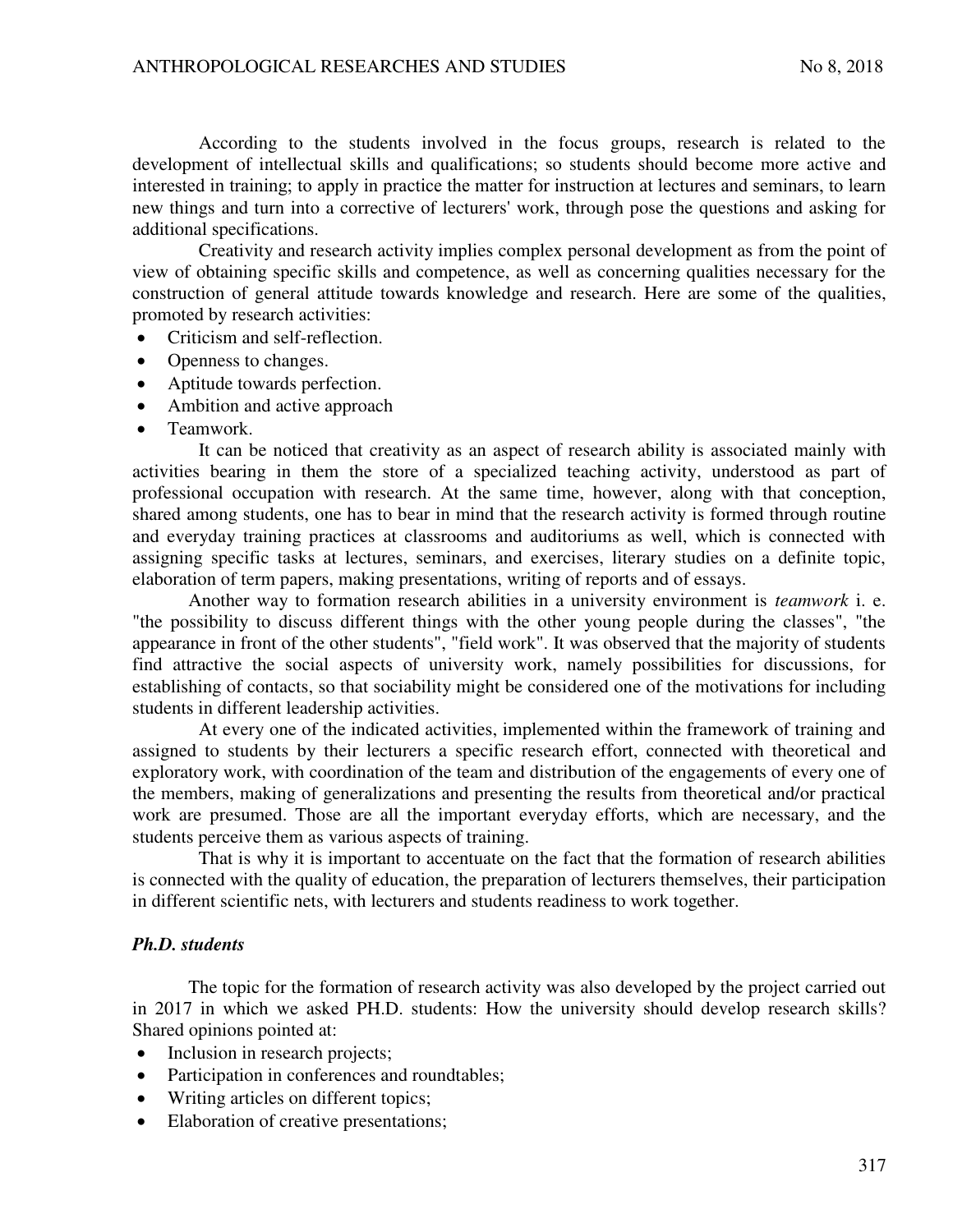According to the students involved in the focus groups, research is related to the development of intellectual skills and qualifications; so students should become more active and interested in training; to apply in practice the matter for instruction at lectures and seminars, to learn new things and turn into a corrective of lecturers' work, through pose the questions and asking for additional specifications.

Creativity and research activity implies complex personal development as from the point of view of obtaining specific skills and competence, as well as concerning qualities necessary for the construction of general attitude towards knowledge and research. Here are some of the qualities, promoted by research activities:

- Criticism and self-reflection.
- Openness to changes.
- Aptitude towards perfection.
- Ambition and active approach
- Teamwork.

It can be noticed that creativity as an aspect of research ability is associated mainly with activities bearing in them the store of a specialized teaching activity, understood as part of professional occupation with research. At the same time, however, along with that conception, shared among students, one has to bear in mind that the research activity is formed through routine and everyday training practices at classrooms and auditoriums as well, which is connected with assigning specific tasks at lectures, seminars, and exercises, literary studies on a definite topic, elaboration of term papers, making presentations, writing of reports and of essays.

Another way to formation research abilities in a university environment is *teamwork* i. e. "the possibility to discuss different things with the other young people during the classes", "the appearance in front of the other students", "field work". It was observed that the majority of students find attractive the social aspects of university work, namely possibilities for discussions, for establishing of contacts, so that sociability might be considered one of the motivations for including students in different leadership activities.

At every one of the indicated activities, implemented within the framework of training and assigned to students by their lecturers a specific research effort, connected with theoretical and exploratory work, with coordination of the team and distribution of the engagements of every one of the members, making of generalizations and presenting the results from theoretical and/or practical work are presumed. Those are all the important everyday efforts, which are necessary, and the students perceive them as various aspects of training.

That is why it is important to accentuate on the fact that the formation of research abilities is connected with the quality of education, the preparation of lecturers themselves, their participation in different scientific nets, with lecturers and students readiness to work together.

### *Ph.D. students*

The topic for the formation of research activity was also developed by the project carried out in 2017 in which we asked PH.D. students: How the university should develop research skills? Shared opinions pointed at:

- Inclusion in research projects;
- Participation in conferences and roundtables;
- Writing articles on different topics;
- Elaboration of creative presentations;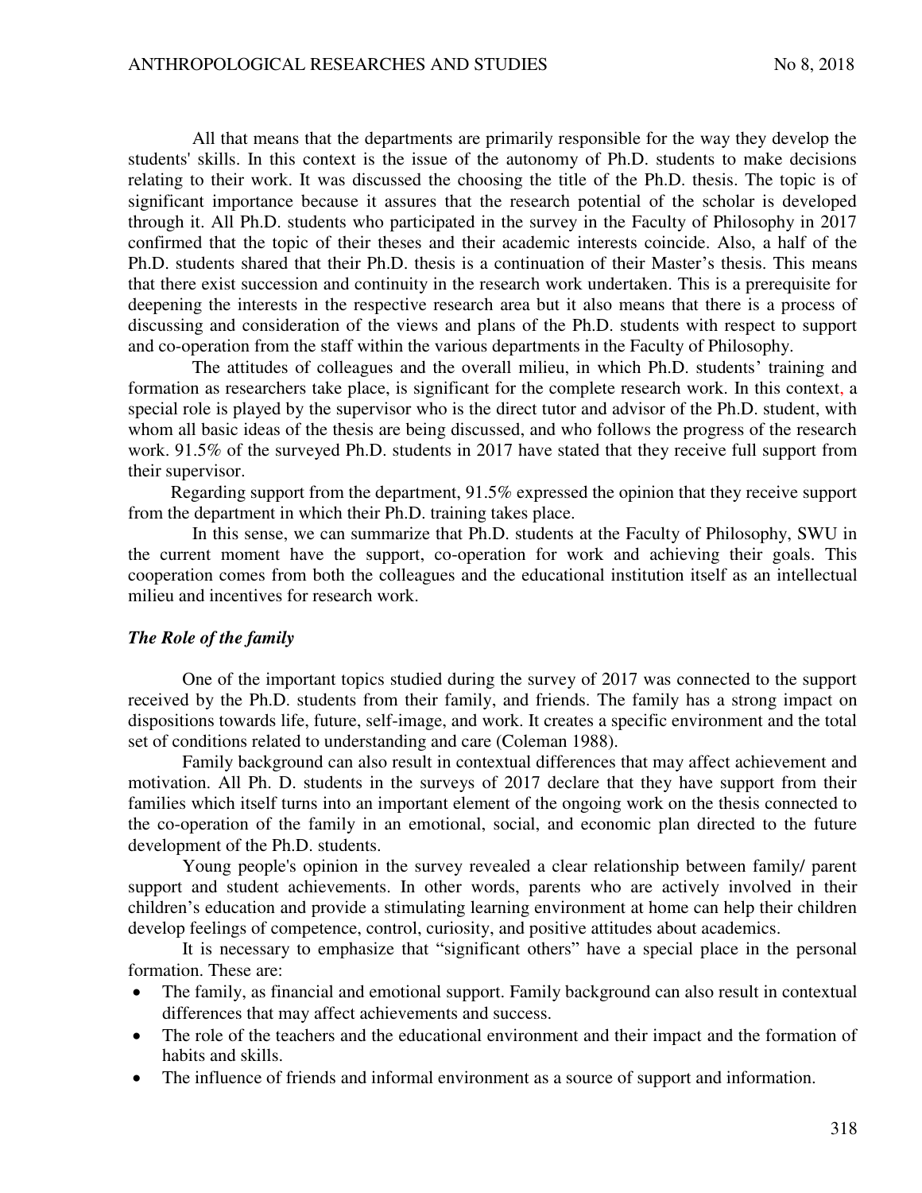All that means that the departments are primarily responsible for the way they develop the students' skills. In this context is the issue of the autonomy of Ph.D. students to make decisions relating to their work. It was discussed the choosing the title of the Ph.D. thesis. The topic is of significant importance because it assures that the research potential of the scholar is developed through it. All Ph.D. students who participated in the survey in the Faculty of Philosophy in 2017 confirmed that the topic of their theses and their academic interests coincide. Also, a half of the Ph.D. students shared that their Ph.D. thesis is a continuation of their Master's thesis. This means that there exist succession and continuity in the research work undertaken. This is a prerequisite for deepening the interests in the respective research area but it also means that there is a process of discussing and consideration of the views and plans of the Ph.D. students with respect to support and co-operation from the staff within the various departments in the Faculty of Philosophy.

The attitudes of colleagues and the overall milieu, in which Ph.D. students' training and formation as researchers take place, is significant for the complete research work. In this context, a special role is played by the supervisor who is the direct tutor and advisor of the Ph.D. student, with whom all basic ideas of the thesis are being discussed, and who follows the progress of the research work. 91.5% of the surveyed Ph.D. students in 2017 have stated that they receive full support from their supervisor.

Regarding support from the department, 91.5% expressed the opinion that they receive support from the department in which their Ph.D. training takes place.

In this sense, we can summarize that Ph.D. students at the Faculty of Philosophy, SWU in the current moment have the support, co-operation for work and achieving their goals. This cooperation comes from both the colleagues and the educational institution itself as an intellectual milieu and incentives for research work.

### *The Role of the family*

One of the important topics studied during the survey of 2017 was connected to the support received by the Ph.D. students from their family, and friends. The family has a strong impact on dispositions towards life, future, self-image, and work. It creates a specific environment and the total set of conditions related to understanding and care (Coleman 1988).

Family background can also result in contextual differences that may affect achievement and motivation. All Ph. D. students in the surveys of 2017 declare that they have support from their families which itself turns into an important element of the ongoing work on the thesis connected to the co-operation of the family in an emotional, social, and economic plan directed to the future development of the Ph.D. students.

Young people's opinion in the survey revealed a clear relationship between family/ parent support and student achievements. In other words, parents who are actively involved in their children's education and provide a stimulating learning environment at home can help their children develop feelings of competence, control, curiosity, and positive attitudes about academics.

It is necessary to emphasize that "significant others" have a special place in the personal formation. These are:

- The family, as financial and emotional support. Family background can also result in contextual differences that may affect achievements and success.
- The role of the teachers and the educational environment and their impact and the formation of habits and skills.
- The influence of friends and informal environment as a source of support and information.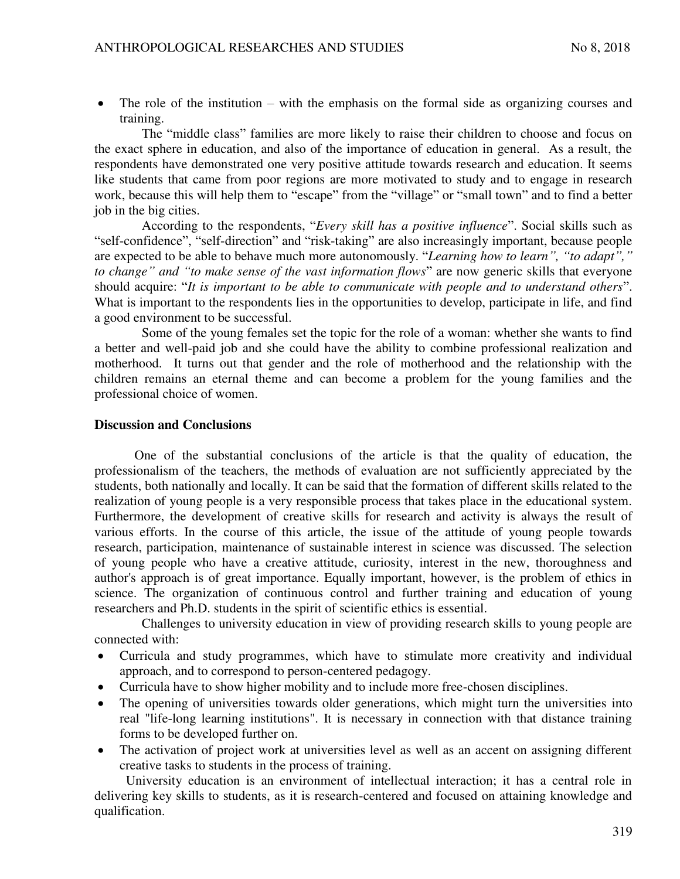- The role of the institution – with the emphasis on the formal side as organizing courses and training.

The "middle class" families are more likely to raise their children to choose and focus on the exact sphere in education, and also of the importance of education in general. As a result, the respondents have demonstrated one very positive attitude towards research and education. It seems like students that came from poor regions are more motivated to study and to engage in research work, because this will help them to "escape" from the "village" or "small town" and to find a better job in the big cities.

According to the respondents, "*Every skill has a positive influence*". Social skills such as "self-confidence", "self-direction" and "risk-taking" are also increasingly important, because people are expected to be able to behave much more autonomously. "*Learning how to learn", "to adapt"," to change" and "to make sense of the vast information flows*" are now generic skills that everyone should acquire: "*It is important to be able to communicate with people and to understand others*". What is important to the respondents lies in the opportunities to develop, participate in life, and find a good environment to be successful.

Some of the young females set the topic for the role of a woman: whether she wants to find a better and well-paid job and she could have the ability to combine professional realization and motherhood. It turns out that gender and the role of motherhood and the relationship with the children remains an eternal theme and can become a problem for the young families and the professional choice of women.

**Discussion and Conclusions**

One of the substantial conclusions of the article is that the quality of education, the professionalism of the teachers, the methods of evaluation are not sufficiently appreciated by the students, both nationally and locally. It can be said that the formation of different skills related to the realization of young people is a very responsible process that takes place in the educational system. Furthermore, the development of creative skills for research and activity is always the result of various efforts. In the course of this article, the issue of the attitude of young people towards research, participation, maintenance of sustainable interest in science was discussed. The selection of young people who have a creative attitude, curiosity, interest in the new, thoroughness and author's approach is of great importance. Equally important, however, is the problem of ethics in science. The organization of continuous control and further training and education of young researchers and Ph.D. students in the spirit of scientific ethics is essential.

Challenges to university education in view of providing research skills to young people are connected with:

- Curricula and study programmes, which have to stimulate more creativity and individual approach, and to correspond to person-centered pedagogy.
- Curricula have to show higher mobility and to include more free-chosen disciplines.
- The opening of universities towards older generations, which might turn the universities into real "life-long learning institutions". It is necessary in connection with that distance training forms to be developed further on.
- The activation of project work at universities level as well as an accent on assigning different creative tasks to students in the process of training.

University education is an environment of intellectual interaction; it has a central role in delivering key skills to students, as it is research-centered and focused on attaining knowledge and qualification.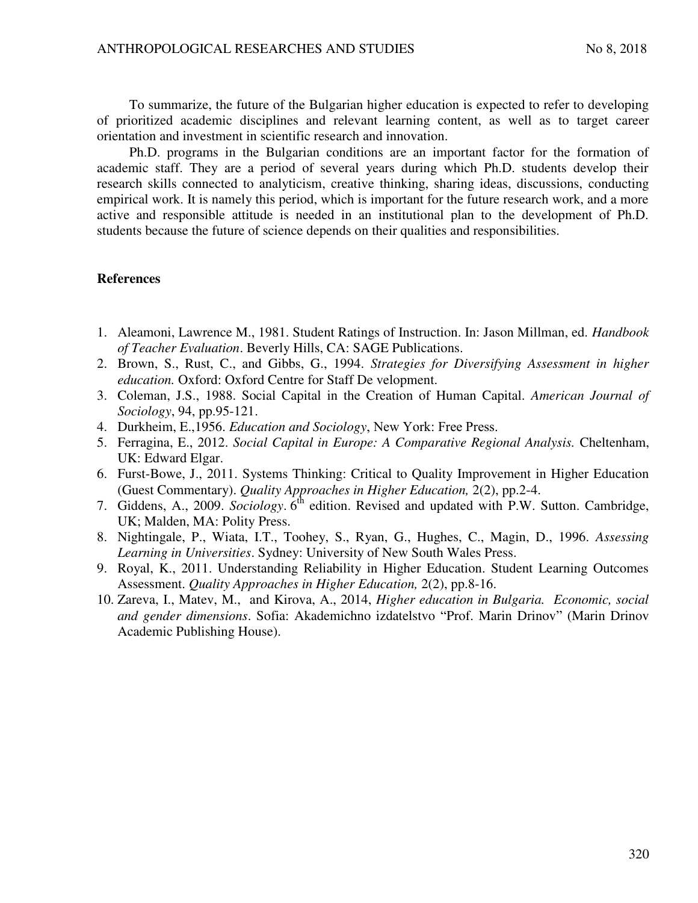To summarize, the future of the Bulgarian higher education is expected to refer to developing of prioritized academic disciplines and relevant learning content, as well as to target career orientation and investment in scientific research and innovation.

Ph.D. programs in the Bulgarian conditions are an important factor for the formation of academic staff. They are a period of several years during which Ph.D. students develop their research skills connected to analyticism, creative thinking, sharing ideas, discussions, conducting empirical work. It is namely this period, which is important for the future research work, and a more active and responsible attitude is needed in an institutional plan to the development of Ph.D. students because the future of science depends on their qualities and responsibilities.

## References

1. Aleamoni, Lawrence M., 1981. Student Ratings of Instruction. In: Jason Millman, ed. *Handbook of Teacher Evaluation*. Beverly Hills, CA: SAGE Publications.
2. Brown, S., Rust, C., and Gibbs, G., 1994. *Strategies for Diversifying Assessment in higher education.* Oxford: Oxford Centre for Staff De velopment.
3. Coleman, J.S., 1988. Social Capital in the Creation of Human Capital. *American Journal of Sociology*, 94, pp.95-121.
4. Durkheim, E.,1956. *Education and Sociology*, New York: Free Press.
5. Ferragina, E., 2012. *Social Capital in Europe: A Comparative Regional Analysis.* Cheltenham, UK: Edward Elgar.
6. Furst-Bowe, J., 2011. Systems Thinking: Critical to Quality Improvement in Higher Education (Guest Commentary). *Quality Approaches in Higher Education,* 2(2), pp.2-4.
7. Giddens, A., 2009. *Sociology*. 6th edition. Revised and updated with P.W. Sutton. Cambridge, UK; Malden, MA: Polity Press.
8. Nightingale, P., Wiata, I.T., Toohey, S., Ryan, G., Hughes, C., Magin, D., 1996. *Assessing Learning in Universities*. Sydney: University of New South Wales Press.
9. Royal, K., 2011. Understanding Reliability in Higher Education. Student Learning Outcomes Assessment. *Quality Approaches in Higher Education,* 2(2), pp.8-16.
10. Zareva, I., Matev, M., and Kirova, A., 2014, *Higher education in Bulgaria. Economic, social and gender dimensions*. Sofia: Akademichno izdatelstvo "Prof. Marin Drinov" (Marin Drinov Academic Publishing House).